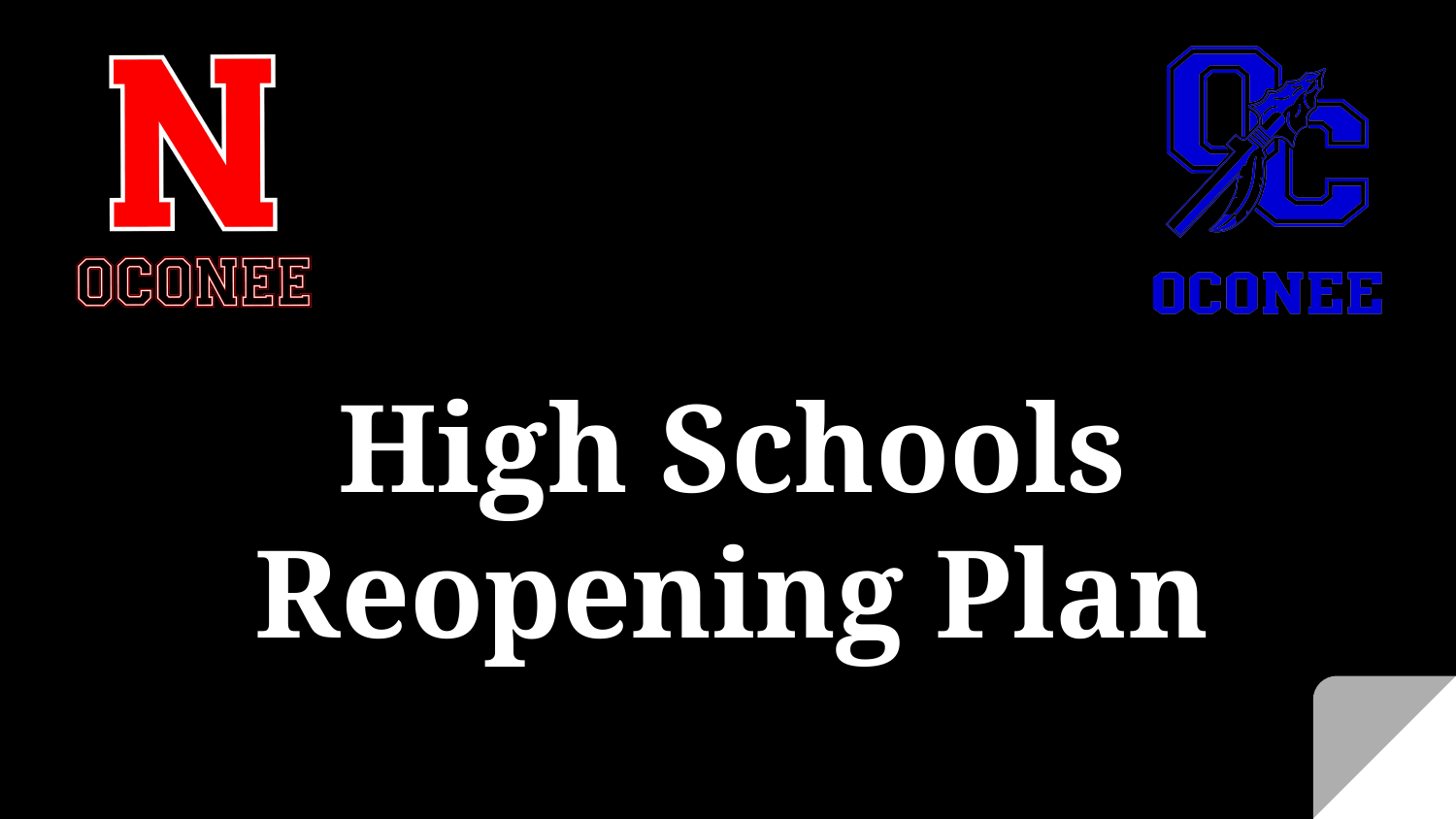OCONEE

OCONEE

# High Schools Reopening Plan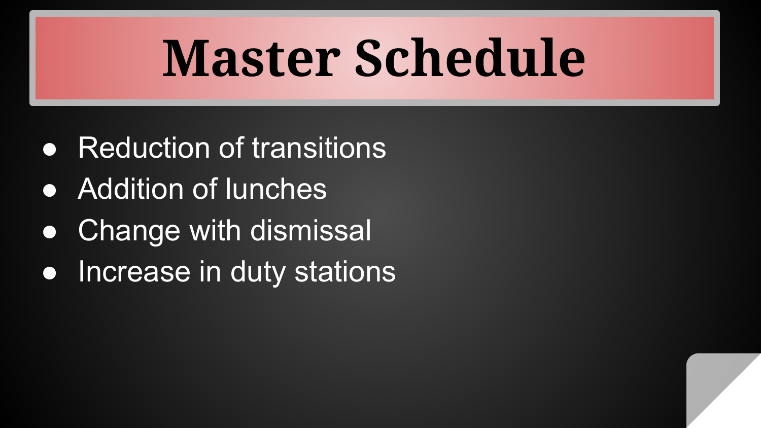# Master Schedule

- Reduction of transitions
- Addition of lunches
- Change with dismissal
- Increase in duty stations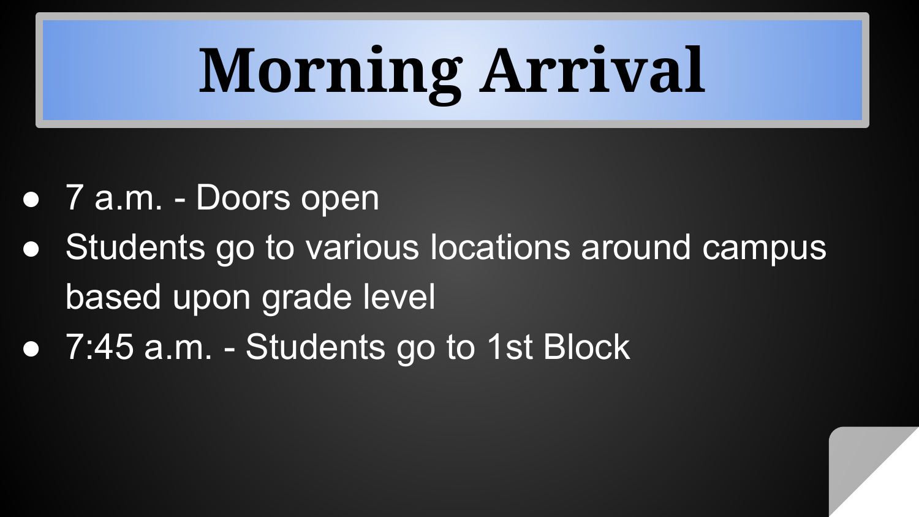# Morning Arrival

- 7 a.m. - Doors open
- Students go to various locations around campus based upon grade level
- 7:45 a.m. - Students go to 1st Block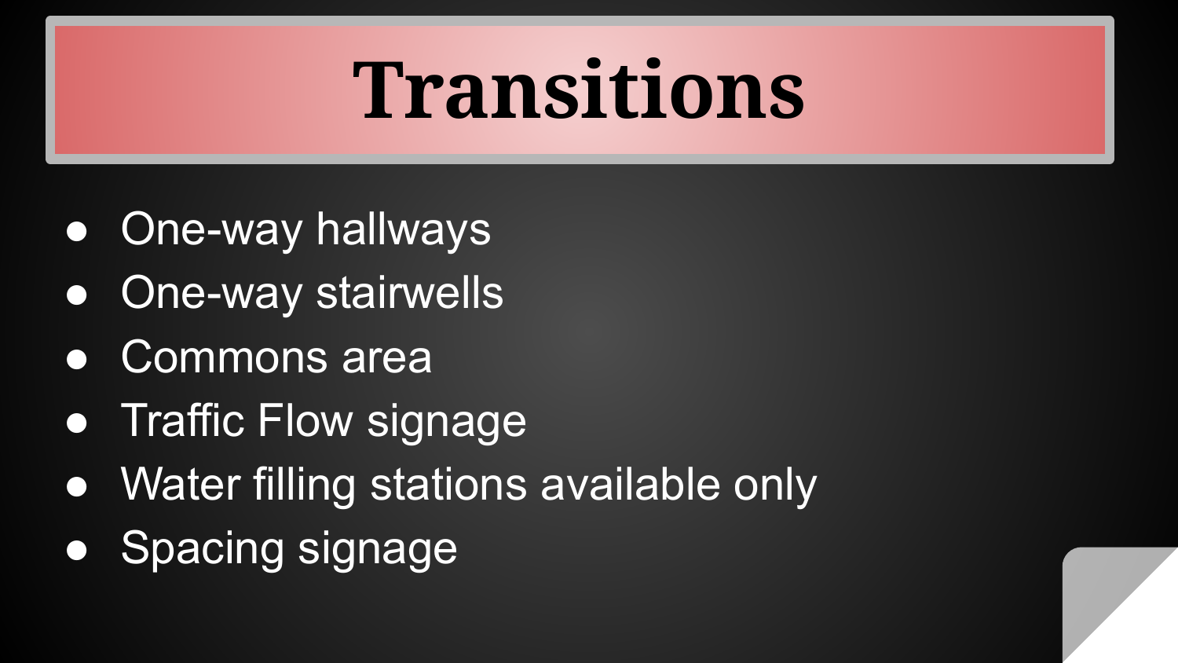# Transitions

- One-way hallways
- One-way stairwells
- Commons area
- Traffic Flow signage
- Water filling stations available only
- Spacing signage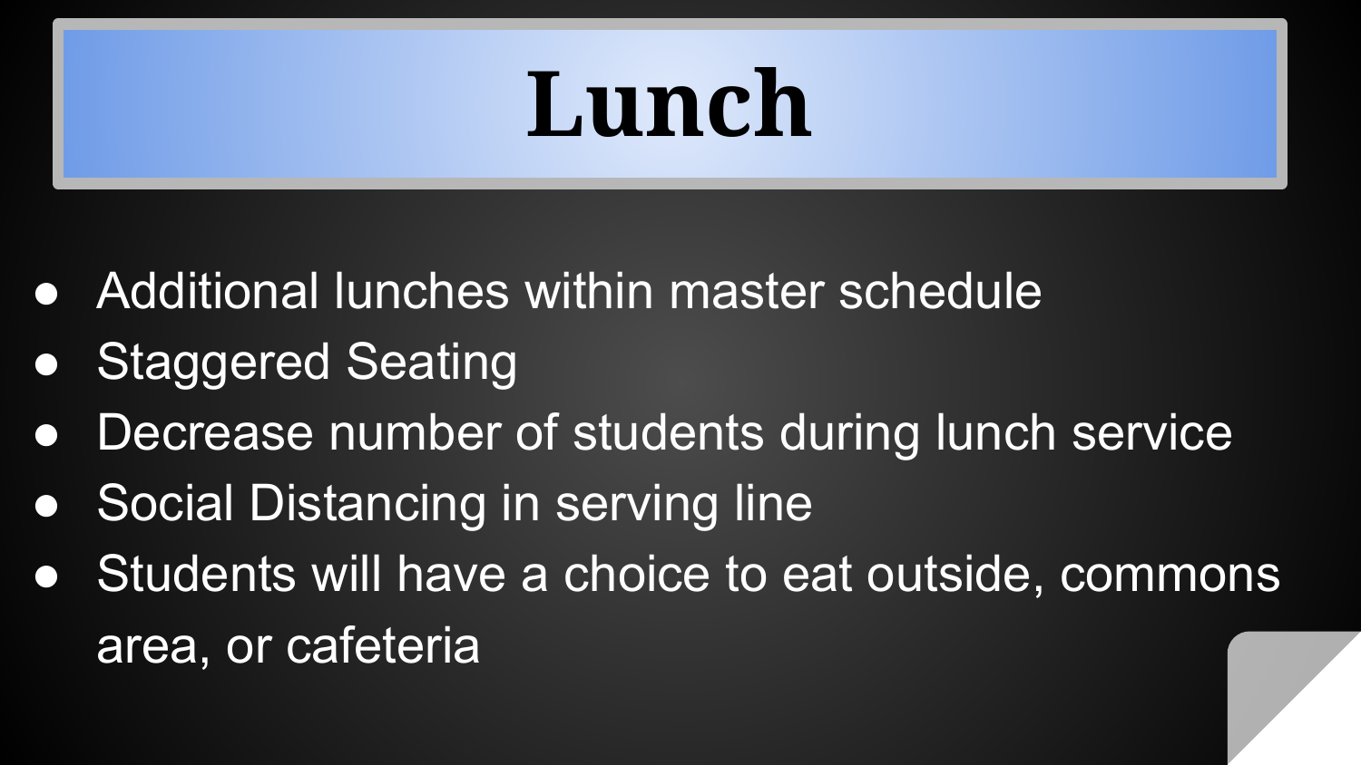# Lunch

- Additional lunches within master schedule
- Staggered Seating
- Decrease number of students during lunch service
- Social Distancing in serving line
- Students will have a choice to eat outside, commons area, or cafeteria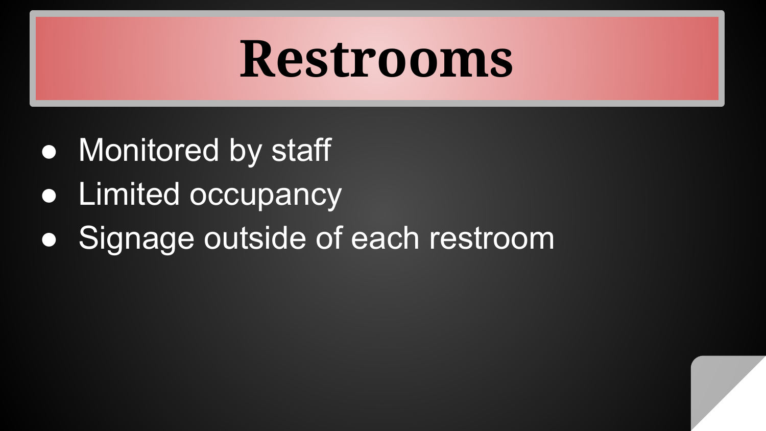# Restrooms

- Monitored by staff
- Limited occupancy
- Signage outside of each restroom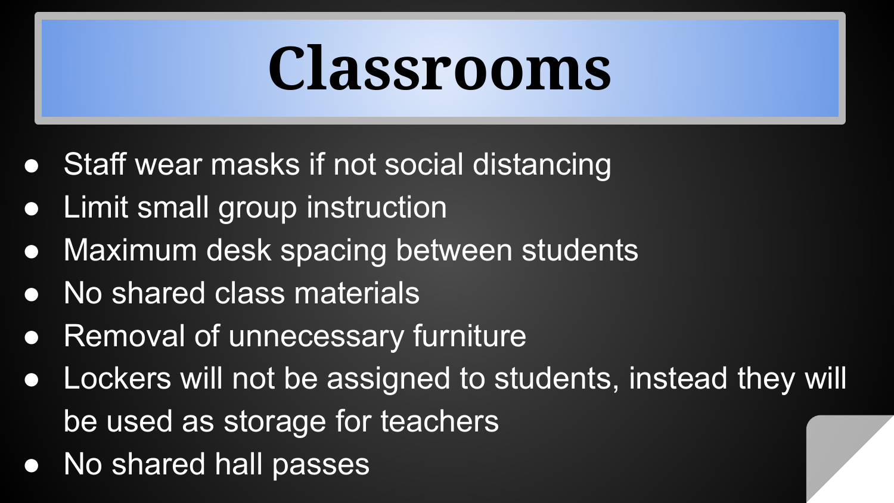# Classrooms

- Staff wear masks if not social distancing
- Limit small group instruction
- Maximum desk spacing between students
- No shared class materials
- Removal of unnecessary furniture
- Lockers will not be assigned to students, instead they will be used as storage for teachers
- No shared hall passes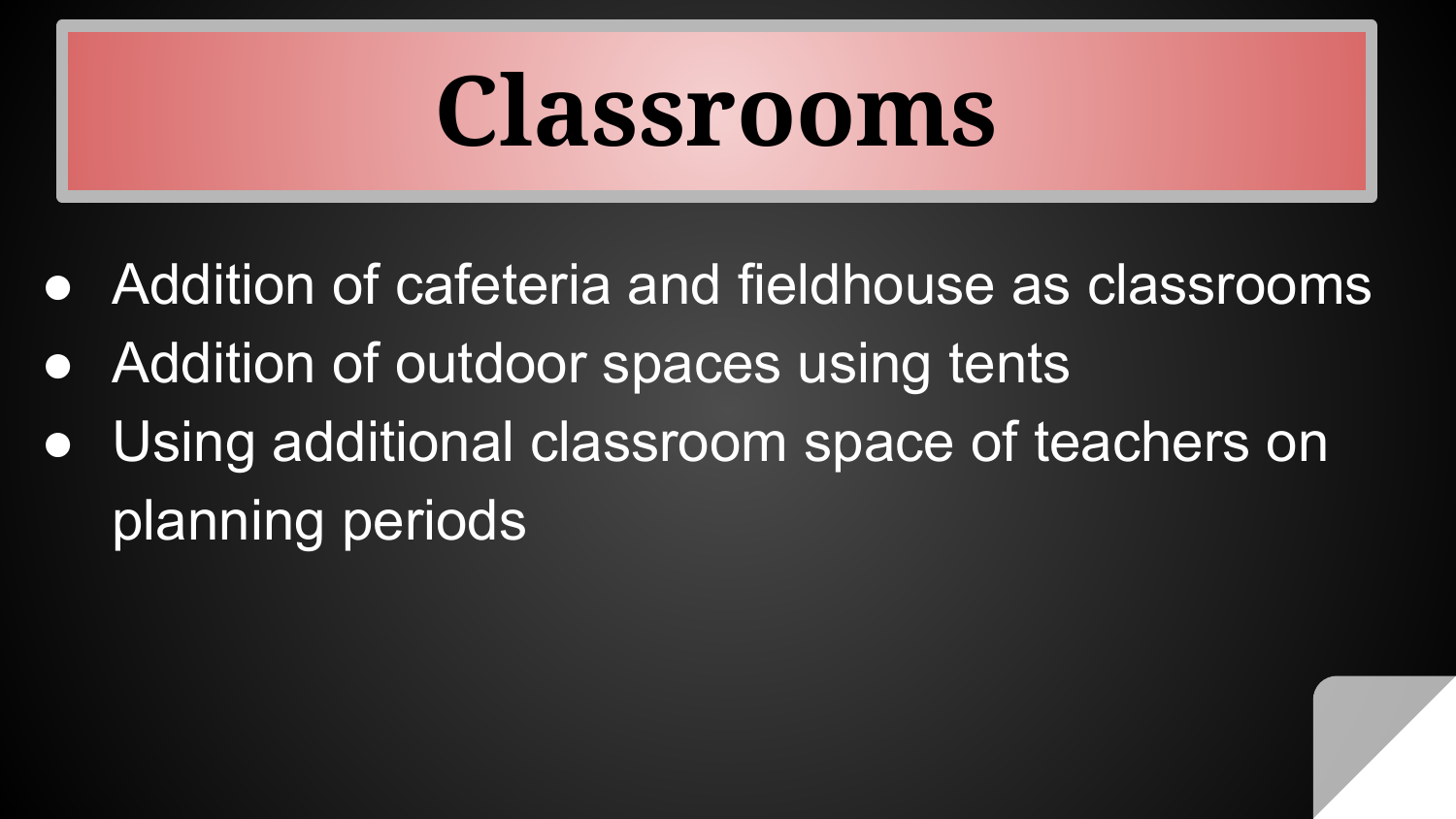# Classrooms

- Addition of cafeteria and fieldhouse as classrooms
- Addition of outdoor spaces using tents
- Using additional classroom space of teachers on planning periods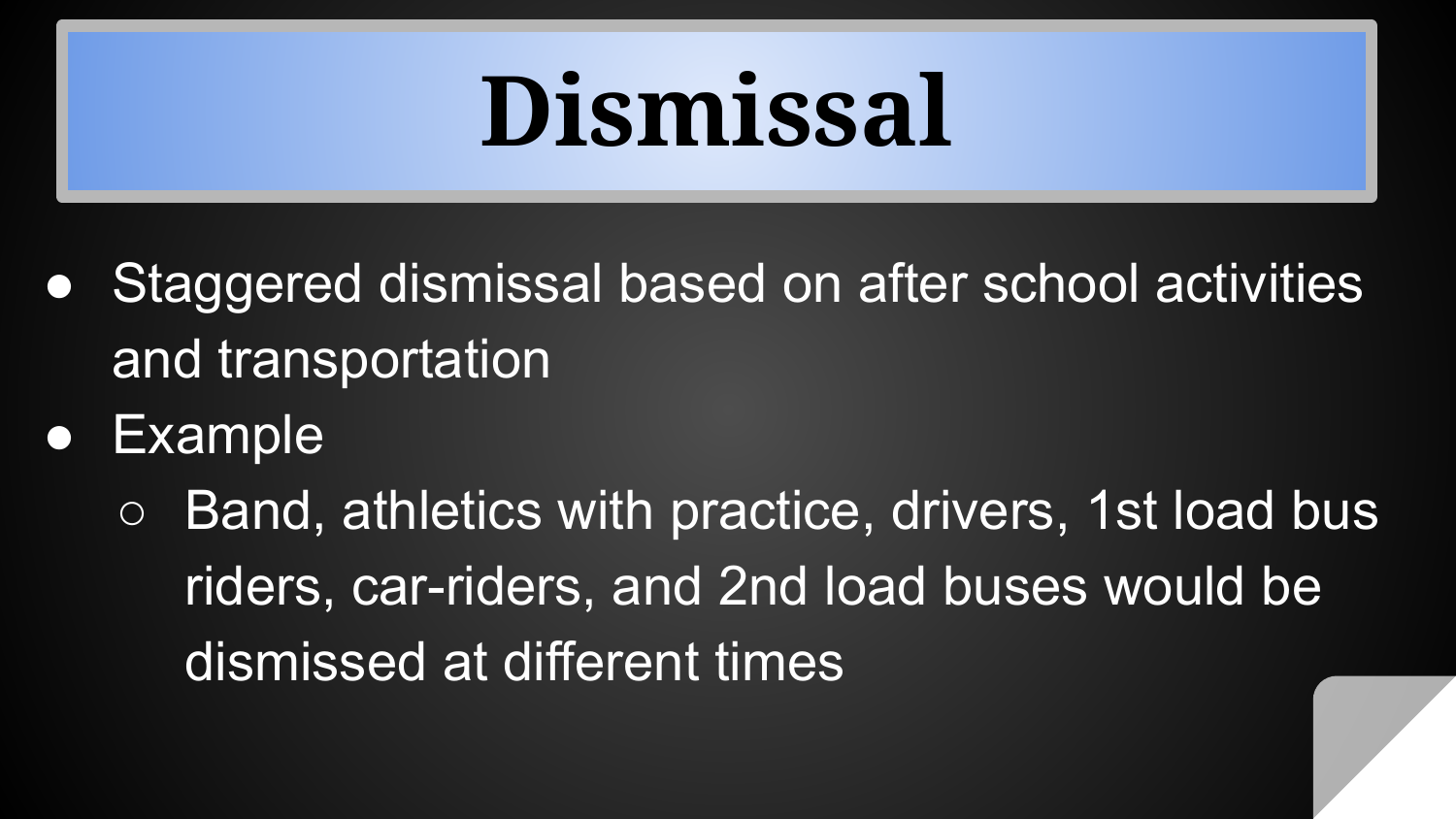# Dismissal

- Staggered dismissal based on after school activities and transportation
- Example
  - Band, athletics with practice, drivers, 1st load bus riders, car-riders, and 2nd load buses would be dismissed at different times